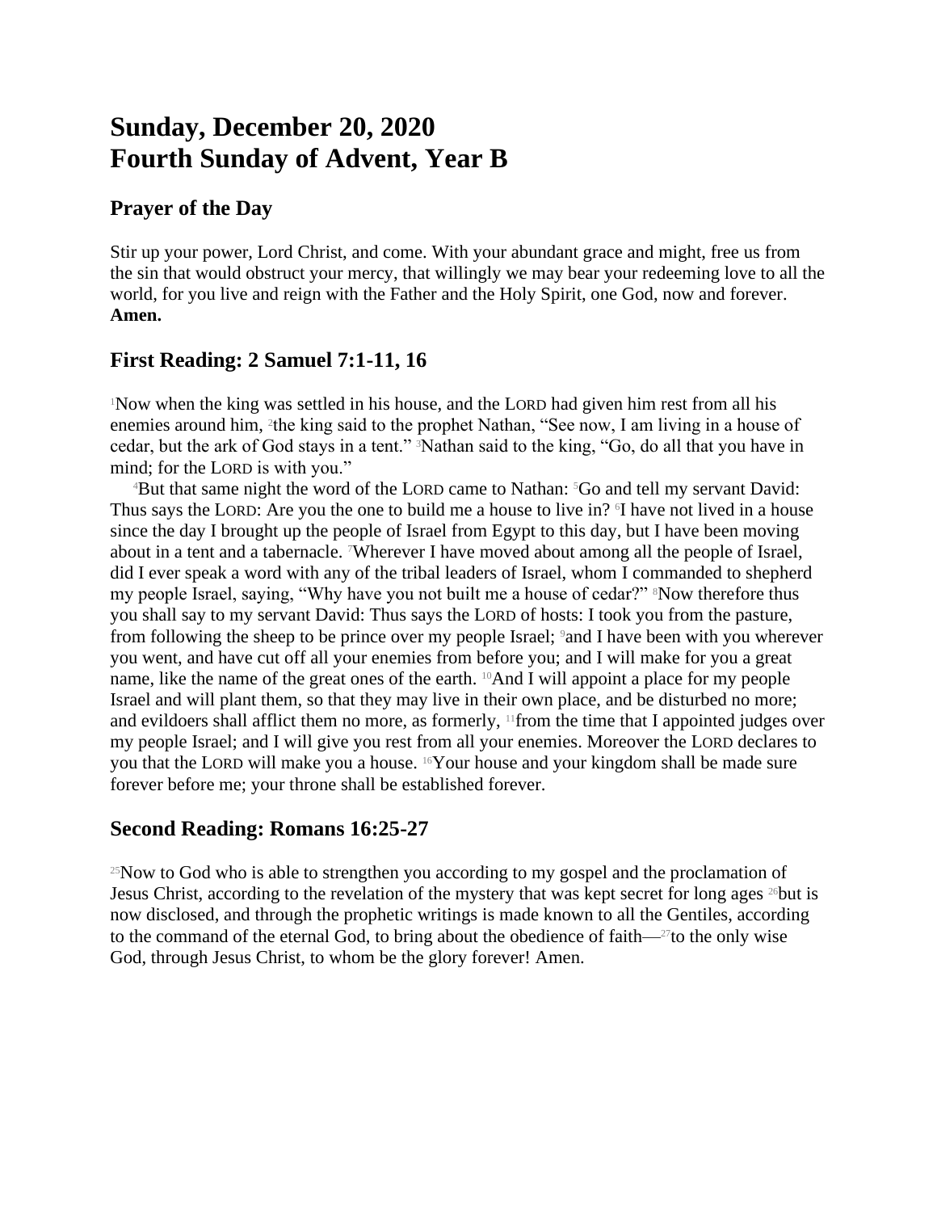# Sunday, December 20, 2020
# Fourth Sunday of Advent, Year B

## Prayer of the Day

Stir up your power, Lord Christ, and come. With your abundant grace and might, free us from the sin that would obstruct your mercy, that willingly we may bear your redeeming love to all the world, for you live and reign with the Father and the Holy Spirit, one God, now and forever. **Amen.**

## First Reading: 2 Samuel 7:1-11, 16

[1]Now when the king was settled in his house, and the LORD had given him rest from all his enemies around him, [2]the king said to the prophet Nathan, "See now, I am living in a house of cedar, but the ark of God stays in a tent." [3]Nathan said to the king, "Go, do all that you have in mind; for the LORD is with you."

[4]But that same night the word of the LORD came to Nathan: [5]Go and tell my servant David: Thus says the LORD: Are you the one to build me a house to live in? [6]I have not lived in a house since the day I brought up the people of Israel from Egypt to this day, but I have been moving about in a tent and a tabernacle. [7]Wherever I have moved about among all the people of Israel, did I ever speak a word with any of the tribal leaders of Israel, whom I commanded to shepherd my people Israel, saying, "Why have you not built me a house of cedar?" [8]Now therefore thus you shall say to my servant David: Thus says the LORD of hosts: I took you from the pasture, from following the sheep to be prince over my people Israel; [9]and I have been with you wherever you went, and have cut off all your enemies from before you; and I will make for you a great name, like the name of the great ones of the earth. [10]And I will appoint a place for my people Israel and will plant them, so that they may live in their own place, and be disturbed no more; and evildoers shall afflict them no more, as formerly, [11]from the time that I appointed judges over my people Israel; and I will give you rest from all your enemies. Moreover the LORD declares to you that the LORD will make you a house. [16]Your house and your kingdom shall be made sure forever before me; your throne shall be established forever.

## Second Reading: Romans 16:25-27

[25]Now to God who is able to strengthen you according to my gospel and the proclamation of Jesus Christ, according to the revelation of the mystery that was kept secret for long ages [26]but is now disclosed, and through the prophetic writings is made known to all the Gentiles, according to the command of the eternal God, to bring about the obedience of faith—[27]to the only wise God, through Jesus Christ, to whom be the glory forever! Amen.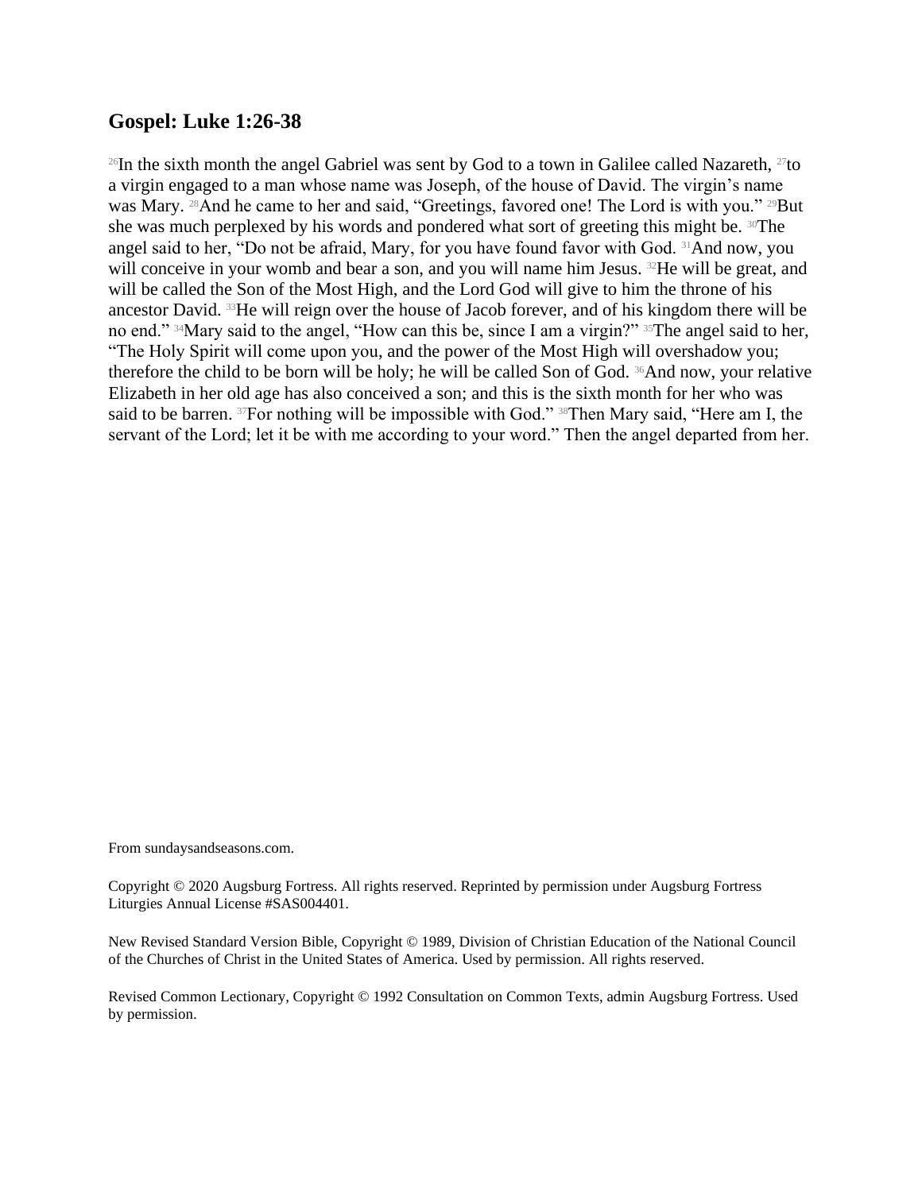## Gospel: Luke 1:26-38

[26]In the sixth month the angel Gabriel was sent by God to a town in Galilee called Nazareth, [27]to a virgin engaged to a man whose name was Joseph, of the house of David. The virgin's name was Mary. [28]And he came to her and said, "Greetings, favored one! The Lord is with you." [29]But she was much perplexed by his words and pondered what sort of greeting this might be. [30]The angel said to her, "Do not be afraid, Mary, for you have found favor with God. [31]And now, you will conceive in your womb and bear a son, and you will name him Jesus. [32]He will be great, and will be called the Son of the Most High, and the Lord God will give to him the throne of his ancestor David. [33]He will reign over the house of Jacob forever, and of his kingdom there will be no end." [34]Mary said to the angel, "How can this be, since I am a virgin?" [35]The angel said to her, "The Holy Spirit will come upon you, and the power of the Most High will overshadow you; therefore the child to be born will be holy; he will be called Son of God. [36]And now, your relative Elizabeth in her old age has also conceived a son; and this is the sixth month for her who was said to be barren. [37]For nothing will be impossible with God." [38]Then Mary said, "Here am I, the servant of the Lord; let it be with me according to your word." Then the angel departed from her.

From sundaysandseasons.com.

Copyright © 2020 Augsburg Fortress. All rights reserved. Reprinted by permission under Augsburg Fortress Liturgies Annual License #SAS004401.

New Revised Standard Version Bible, Copyright © 1989, Division of Christian Education of the National Council of the Churches of Christ in the United States of America. Used by permission. All rights reserved.

Revised Common Lectionary, Copyright © 1992 Consultation on Common Texts, admin Augsburg Fortress. Used by permission.